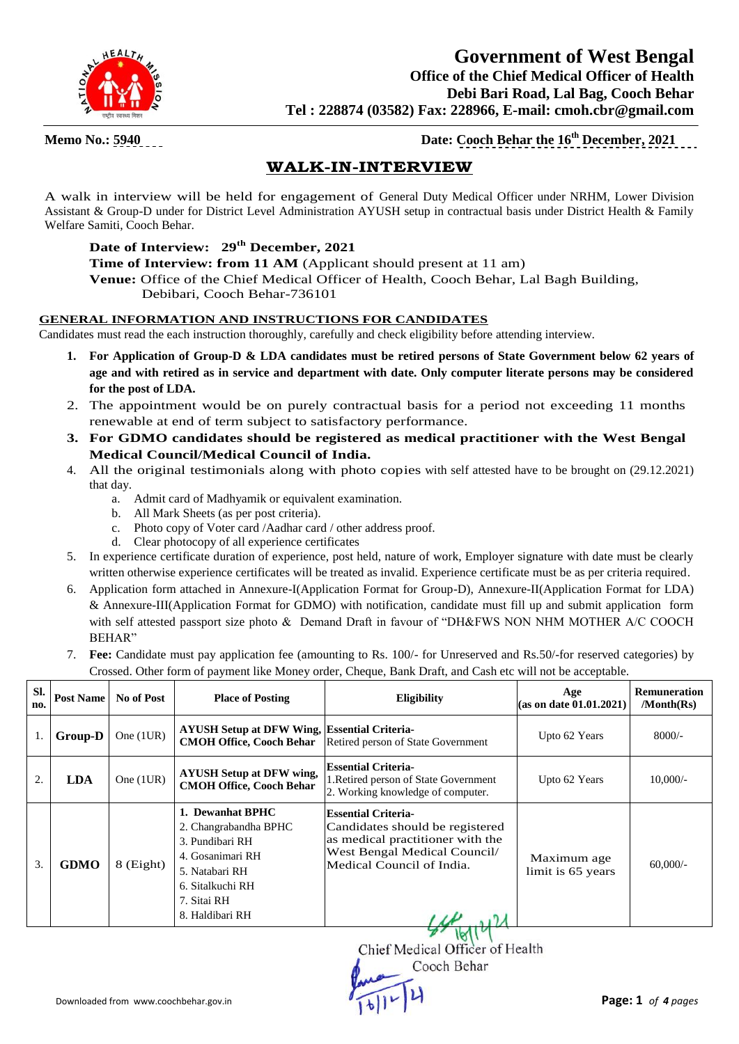# Government of West Bengal

**Office of the Chief Medical Officer of Health**
**Debi Bari Road, Lal Bag, Cooch Behar**
**Tel : 228874 (03582) Fax: 228966, E-mail: cmoh.cbr@gmail.com**

**Memo No.:** 5940 **Date:** Cooch Behar the 16th December, 2021

## WALK-IN-INTERVIEW

A walk in interview will be held for engagement of General Duty Medical Officer under NRHM, Lower Division Assistant & Group-D under for District Level Administration AYUSH setup in contractual basis under District Health & Family Welfare Samiti, Cooch Behar.

**Date of Interview: 29th December, 2021**
**Time of Interview: from 11 AM** (Applicant should present at 11 am)
**Venue:** Office of the Chief Medical Officer of Health, Cooch Behar, Lal Bagh Building, Debibari, Cooch Behar-736101

### GENERAL INFORMATION AND INSTRUCTIONS FOR CANDIDATES

Candidates must read the each instruction thoroughly, carefully and check eligibility before attending interview.

1. **For Application of Group-D & LDA candidates must be retired persons of State Government below 62 years of age and with retired as in service and department with date. Only computer literate persons may be considered for the post of LDA.**
2. The appointment would be on purely contractual basis for a period not exceeding 11 months renewable at end of term subject to satisfactory performance.
3. **For GDMO candidates should be registered as medical practitioner with the West Bengal Medical Council/Medical Council of India.**
4. All the original testimonials along with photo copies with self attested have to be brought on (29.12.2021) that day.
   a. Admit card of Madhyamik or equivalent examination.
   b. All Mark Sheets (as per post criteria).
   c. Photo copy of Voter card /Aadhar card / other address proof.
   d. Clear photocopy of all experience certificates
5. In experience certificate duration of experience, post held, nature of work, Employer signature with date must be clearly written otherwise experience certificates will be treated as invalid. Experience certificate must be as per criteria required.
6. Application form attached in Annexure-I(Application Format for Group-D), Annexure-II(Application Format for LDA) & Annexure-III(Application Format for GDMO) with notification, candidate must fill up and submit application form with self attested passport size photo & Demand Draft in favour of "DH&FWS NON NHM MOTHER A/C COOCH BEHAR"
7. **Fee:** Candidate must pay application fee (amounting to Rs. 100/- for Unreserved and Rs.50/-for reserved categories) by Crossed. Other form of payment like Money order, Cheque, Bank Draft, and Cash etc will not be acceptable.

| Sl. no. | Post Name | No of Post | Place of Posting | Eligibility | Age (as on date 01.01.2021) | Remuneration /Month(Rs) |
|---|---|---|---|---|---|---|
| 1. | **Group-D** | One (1UR) | **AYUSH Setup at DFW Wing, CMOH Office, Cooch Behar** | **Essential Criteria-** Retired person of State Government | Upto 62 Years | 8000/- |
| 2. | **LDA** | One (1UR) | **AYUSH Setup at DFW wing, CMOH Office, Cooch Behar** | **Essential Criteria-** 1.Retired person of State Government 2. Working knowledge of computer. | Upto 62 Years | 10,000/- |
| 3. | **GDMO** | 8 (Eight) | 1. **Dewanhat BPHC** 2. Changrabandha BPHC 3. Pundibari RH 4. Gosanimari RH 5. Natabari RH 6. Sitalkuchi RH 7. Sitai RH 8. Haldibari RH | **Essential Criteria-** Candidates should be registered as medical practitioner with the West Bengal Medical Council/ Medical Council of India. | Maximum age limit is 65 years | 60,000/- |

Chief Medical Officer of Health
Cooch Behar

Downloaded from www.coochbehar.gov.in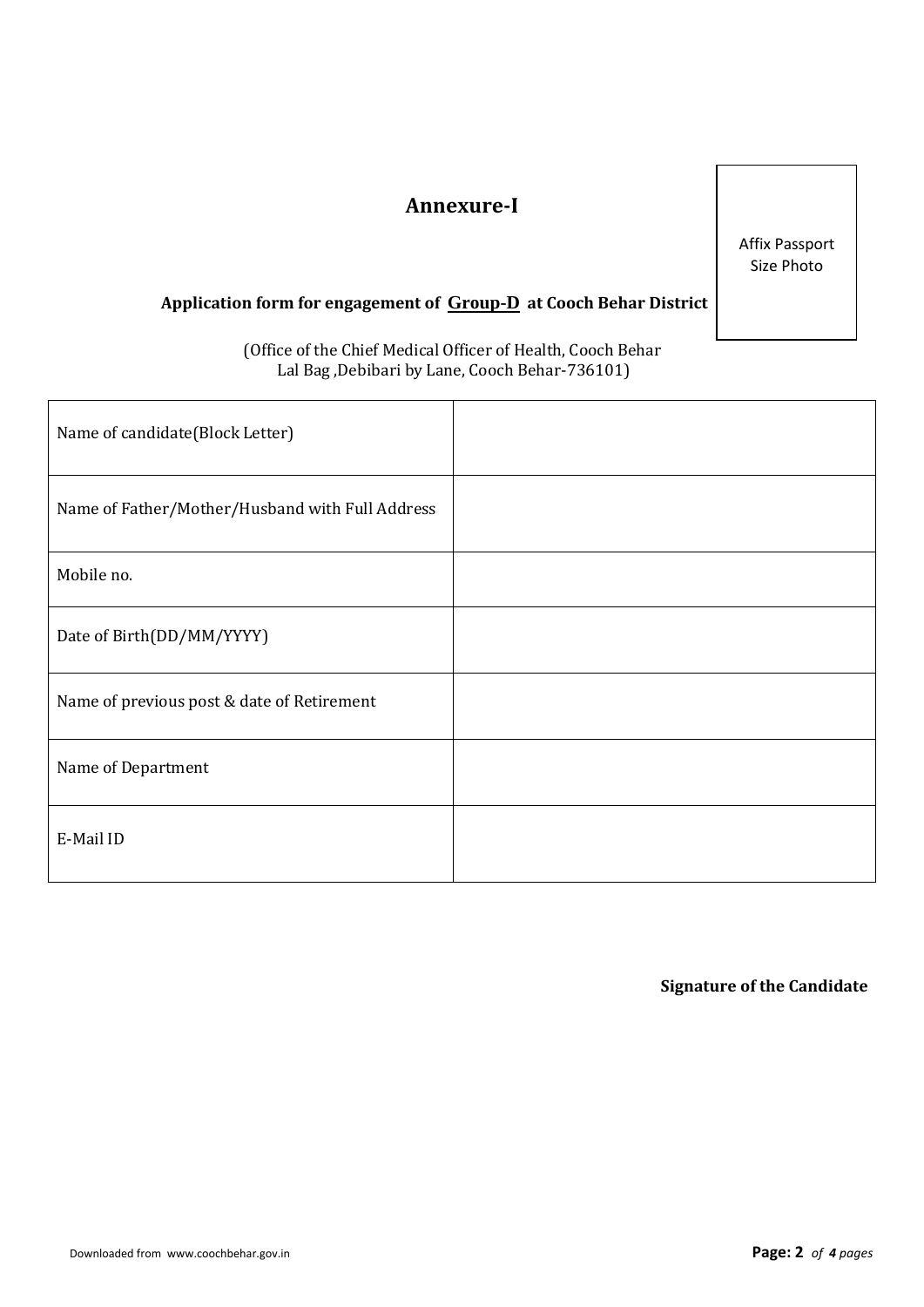# Annexure-I

Affix Passport Size Photo

**Application form for engagement of <u>Group-D</u> at Cooch Behar District**

(Office of the Chief Medical Officer of Health, Cooch Behar
Lal Bag ,Debibari by Lane, Cooch Behar-736101)

| | |
|---|---|
| Name of candidate(Block Letter) | |
| Name of Father/Mother/Husband with Full Address | |
| Mobile no. | |
| Date of Birth(DD/MM/YYYY) | |
| Name of previous post & date of Retirement | |
| Name of Department | |
| E-Mail ID | |

**Signature of the Candidate**

Downloaded from www.coochbehar.gov.in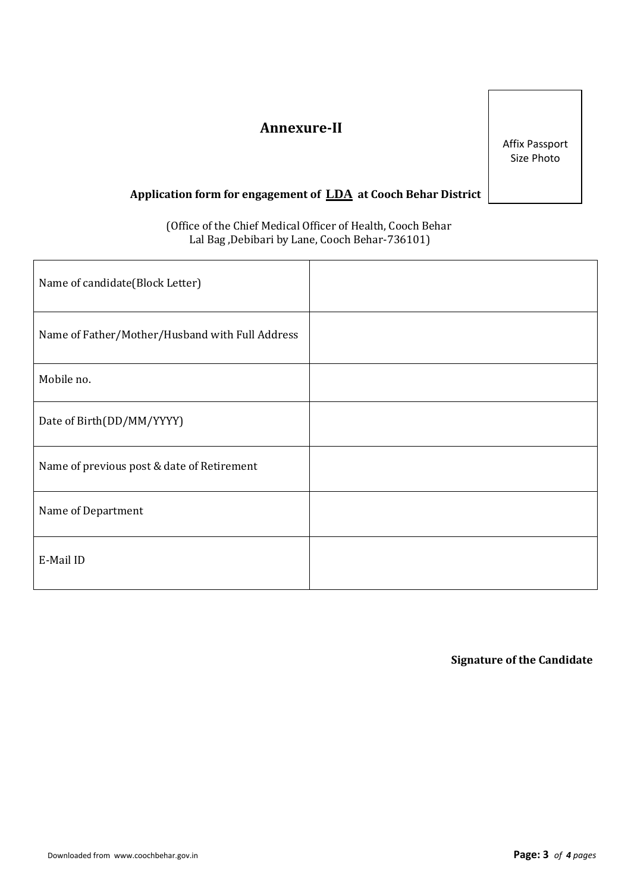# Annexure-II

Affix Passport Size Photo

**Application form for engagement of LDA at Cooch Behar District**

(Office of the Chief Medical Officer of Health, Cooch Behar
Lal Bag ,Debibari by Lane, Cooch Behar-736101)

| | |
|---|---|
| Name of candidate(Block Letter) | |
| Name of Father/Mother/Husband with Full Address | |
| Mobile no. | |
| Date of Birth(DD/MM/YYYY) | |
| Name of previous post & date of Retirement | |
| Name of Department | |
| E-Mail ID | |

**Signature of the Candidate**

Downloaded from www.coochbehar.gov.in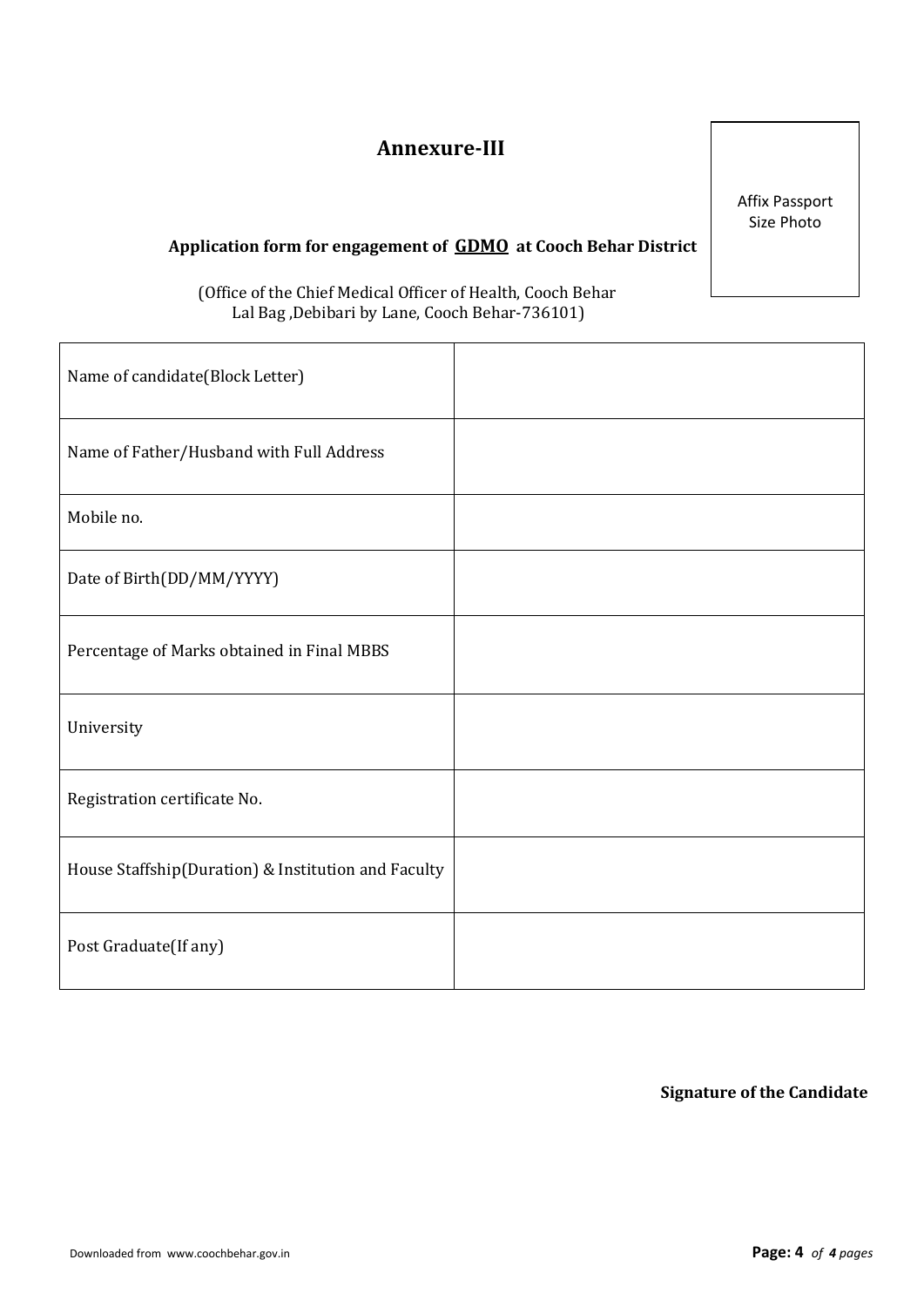# Annexure-III

Affix Passport Size Photo

**Application form for engagement of GDMO at Cooch Behar District**

(Office of the Chief Medical Officer of Health, Cooch Behar
Lal Bag ,Debibari by Lane, Cooch Behar-736101)

| | |
|---|---|
| Name of candidate(Block Letter) | |
| Name of Father/Husband with Full Address | |
| Mobile no. | |
| Date of Birth(DD/MM/YYYY) | |
| Percentage of Marks obtained in Final MBBS | |
| University | |
| Registration certificate No. | |
| House Staffship(Duration) & Institution and Faculty | |
| Post Graduate(If any) | |

**Signature of the Candidate**

Downloaded from www.coochbehar.gov.in